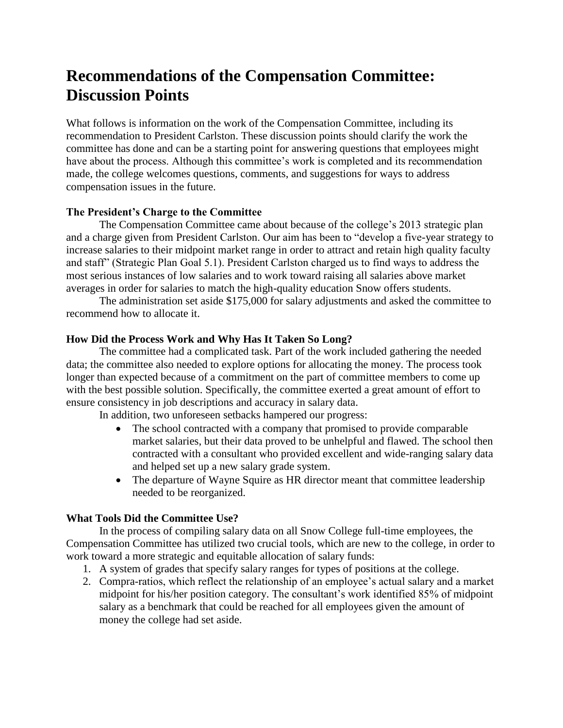# Recommendations of the Compensation Committee: Discussion Points

What follows is information on the work of the Compensation Committee, including its recommendation to President Carlston. These discussion points should clarify the work the committee has done and can be a starting point for answering questions that employees might have about the process. Although this committee's work is completed and its recommendation made, the college welcomes questions, comments, and suggestions for ways to address compensation issues in the future.

### The President's Charge to the Committee

The Compensation Committee came about because of the college's 2013 strategic plan and a charge given from President Carlston. Our aim has been to "develop a five-year strategy to increase salaries to their midpoint market range in order to attract and retain high quality faculty and staff" (Strategic Plan Goal 5.1). President Carlston charged us to find ways to address the most serious instances of low salaries and to work toward raising all salaries above market averages in order for salaries to match the high-quality education Snow offers students.

The administration set aside $175,000 for salary adjustments and asked the committee to recommend how to allocate it.

### How Did the Process Work and Why Has It Taken So Long?

The committee had a complicated task. Part of the work included gathering the needed data; the committee also needed to explore options for allocating the money. The process took longer than expected because of a commitment on the part of committee members to come up with the best possible solution. Specifically, the committee exerted a great amount of effort to ensure consistency in job descriptions and accuracy in salary data.

In addition, two unforeseen setbacks hampered our progress:

- The school contracted with a company that promised to provide comparable market salaries, but their data proved to be unhelpful and flawed. The school then contracted with a consultant who provided excellent and wide-ranging salary data and helped set up a new salary grade system.
- The departure of Wayne Squire as HR director meant that committee leadership needed to be reorganized.

### What Tools Did the Committee Use?

In the process of compiling salary data on all Snow College full-time employees, the Compensation Committee has utilized two crucial tools, which are new to the college, in order to work toward a more strategic and equitable allocation of salary funds:

1. A system of grades that specify salary ranges for types of positions at the college.
2. Compra-ratios, which reflect the relationship of an employee's actual salary and a market midpoint for his/her position category. The consultant's work identified 85% of midpoint salary as a benchmark that could be reached for all employees given the amount of money the college had set aside.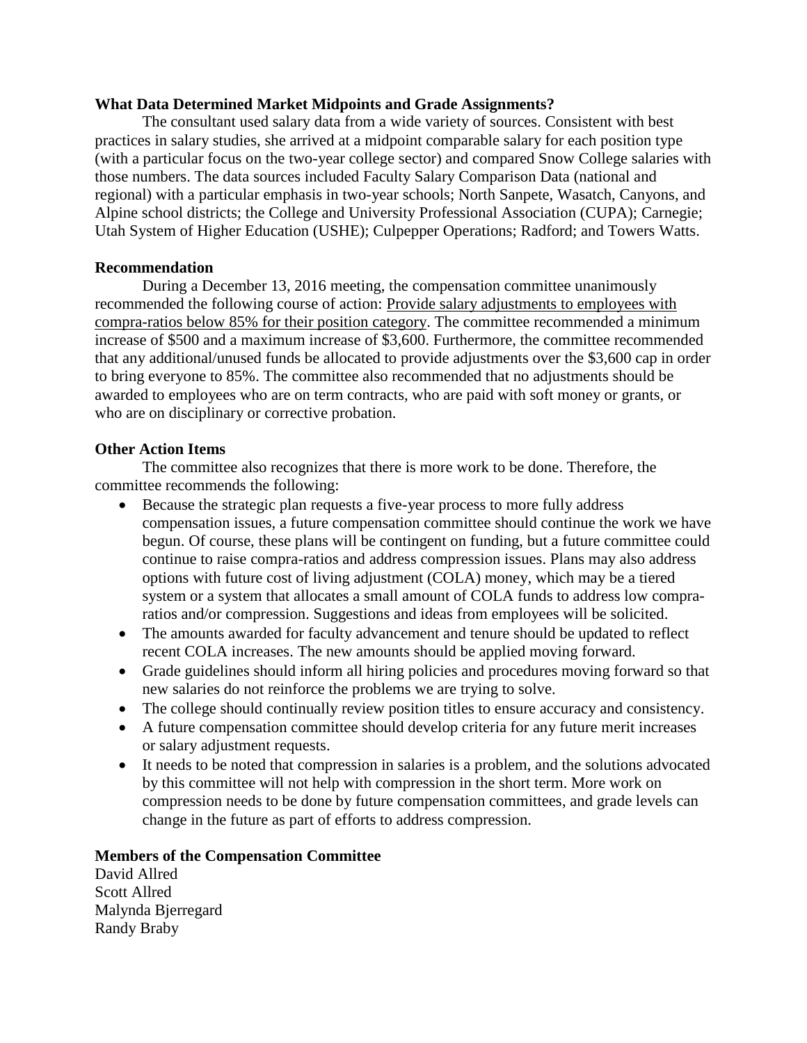**What Data Determined Market Midpoints and Grade Assignments?**

The consultant used salary data from a wide variety of sources. Consistent with best practices in salary studies, she arrived at a midpoint comparable salary for each position type (with a particular focus on the two-year college sector) and compared Snow College salaries with those numbers. The data sources included Faculty Salary Comparison Data (national and regional) with a particular emphasis in two-year schools; North Sanpete, Wasatch, Canyons, and Alpine school districts; the College and University Professional Association (CUPA); Carnegie; Utah System of Higher Education (USHE); Culpepper Operations; Radford; and Towers Watts.

**Recommendation**

During a December 13, 2016 meeting, the compensation committee unanimously recommended the following course of action: <u>Provide salary adjustments to employees with compra-ratios below 85% for their position category</u>. The committee recommended a minimum increase of $500 and a maximum increase of $3,600. Furthermore, the committee recommended that any additional/unused funds be allocated to provide adjustments over the $3,600 cap in order to bring everyone to 85%. The committee also recommended that no adjustments should be awarded to employees who are on term contracts, who are paid with soft money or grants, or who are on disciplinary or corrective probation.

**Other Action Items**

The committee also recognizes that there is more work to be done. Therefore, the committee recommends the following:

- Because the strategic plan requests a five-year process to more fully address compensation issues, a future compensation committee should continue the work we have begun. Of course, these plans will be contingent on funding, but a future committee could continue to raise compra-ratios and address compression issues. Plans may also address options with future cost of living adjustment (COLA) money, which may be a tiered system or a system that allocates a small amount of COLA funds to address low compra-ratios and/or compression. Suggestions and ideas from employees will be solicited.
- The amounts awarded for faculty advancement and tenure should be updated to reflect recent COLA increases. The new amounts should be applied moving forward.
- Grade guidelines should inform all hiring policies and procedures moving forward so that new salaries do not reinforce the problems we are trying to solve.
- The college should continually review position titles to ensure accuracy and consistency.
- A future compensation committee should develop criteria for any future merit increases or salary adjustment requests.
- It needs to be noted that compression in salaries is a problem, and the solutions advocated by this committee will not help with compression in the short term. More work on compression needs to be done by future compensation committees, and grade levels can change in the future as part of efforts to address compression.

**Members of the Compensation Committee**

David Allred
Scott Allred
Malynda Bjerregard
Randy Braby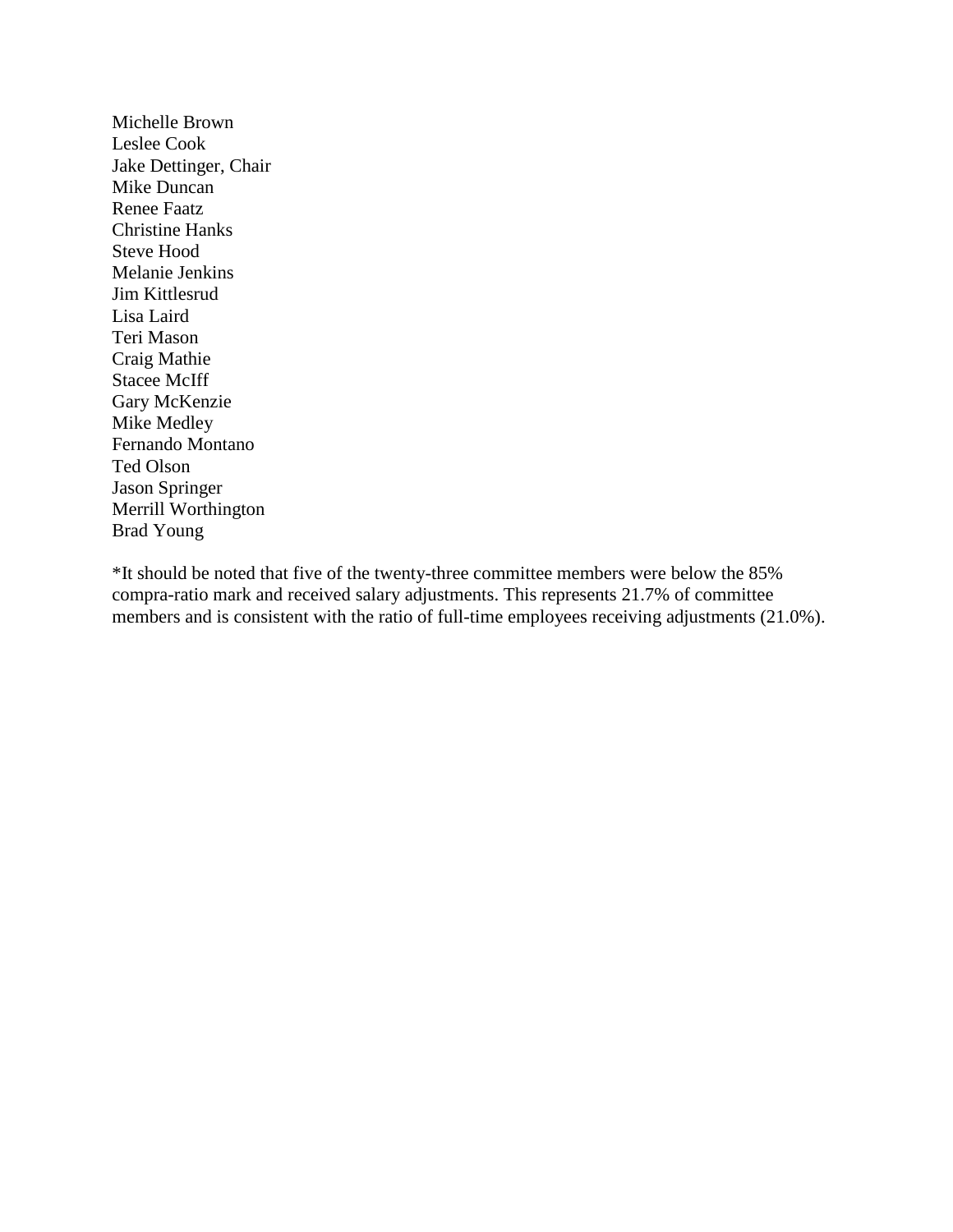Michelle Brown
Leslee Cook
Jake Dettinger, Chair
Mike Duncan
Renee Faatz
Christine Hanks
Steve Hood
Melanie Jenkins
Jim Kittlesrud
Lisa Laird
Teri Mason
Craig Mathie
Stacee McIff
Gary McKenzie
Mike Medley
Fernando Montano
Ted Olson
Jason Springer
Merrill Worthington
Brad Young

*It should be noted that five of the twenty-three committee members were below the 85% compra-ratio mark and received salary adjustments. This represents 21.7% of committee members and is consistent with the ratio of full-time employees receiving adjustments (21.0%).